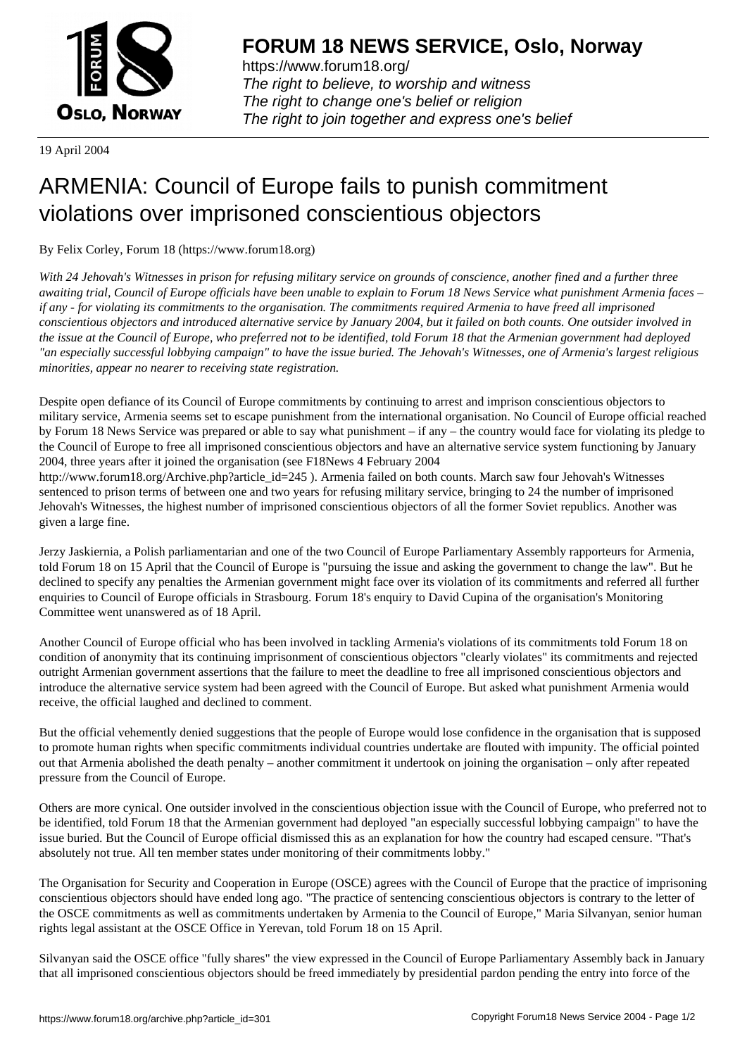# FORUM 18 NEWS SERVICE, Oslo, Norway

https://www.forum18.org/
*The right to believe, to worship and witness*
*The right to change one's belief or religion*
*The right to join together and express one's belief*

19 April 2004

# ARMENIA: Council of Europe fails to punish commitment violations over imprisoned conscientious objectors

By Felix Corley, Forum 18 (https://www.forum18.org)

*With 24 Jehovah's Witnesses in prison for refusing military service on grounds of conscience, another fined and a further three awaiting trial, Council of Europe officials have been unable to explain to Forum 18 News Service what punishment Armenia faces – if any - for violating its commitments to the organisation. The commitments required Armenia to have freed all imprisoned conscientious objectors and introduced alternative service by January 2004, but it failed on both counts. One outsider involved in the issue at the Council of Europe, who preferred not to be identified, told Forum 18 that the Armenian government had deployed "an especially successful lobbying campaign" to have the issue buried. The Jehovah's Witnesses, one of Armenia's largest religious minorities, appear no nearer to receiving state registration.*

Despite open defiance of its Council of Europe commitments by continuing to arrest and imprison conscientious objectors to military service, Armenia seems set to escape punishment from the international organisation. No Council of Europe official reached by Forum 18 News Service was prepared or able to say what punishment – if any – the country would face for violating its pledge to the Council of Europe to free all imprisoned conscientious objectors and have an alternative service system functioning by January 2004, three years after it joined the organisation (see F18News 4 February 2004 http://www.forum18.org/Archive.php?article_id=245 ). Armenia failed on both counts. March saw four Jehovah's Witnesses sentenced to prison terms of between one and two years for refusing military service, bringing to 24 the number of imprisoned Jehovah's Witnesses, the highest number of imprisoned conscientious objectors of all the former Soviet republics. Another was given a large fine.

Jerzy Jaskiernia, a Polish parliamentarian and one of the two Council of Europe Parliamentary Assembly rapporteurs for Armenia, told Forum 18 on 15 April that the Council of Europe is "pursuing the issue and asking the government to change the law". But he declined to specify any penalties the Armenian government might face over its violation of its commitments and referred all further enquiries to Council of Europe officials in Strasbourg. Forum 18's enquiry to David Cupina of the organisation's Monitoring Committee went unanswered as of 18 April.

Another Council of Europe official who has been involved in tackling Armenia's violations of its commitments told Forum 18 on condition of anonymity that its continuing imprisonment of conscientious objectors "clearly violates" its commitments and rejected outright Armenian government assertions that the failure to meet the deadline to free all imprisoned conscientious objectors and introduce the alternative service system had been agreed with the Council of Europe. But asked what punishment Armenia would receive, the official laughed and declined to comment.

But the official vehemently denied suggestions that the people of Europe would lose confidence in the organisation that is supposed to promote human rights when specific commitments individual countries undertake are flouted with impunity. The official pointed out that Armenia abolished the death penalty – another commitment it undertook on joining the organisation – only after repeated pressure from the Council of Europe.

Others are more cynical. One outsider involved in the conscientious objection issue with the Council of Europe, who preferred not to be identified, told Forum 18 that the Armenian government had deployed "an especially successful lobbying campaign" to have the issue buried. But the Council of Europe official dismissed this as an explanation for how the country had escaped censure. "That's absolutely not true. All ten member states under monitoring of their commitments lobby."

The Organisation for Security and Cooperation in Europe (OSCE) agrees with the Council of Europe that the practice of imprisoning conscientious objectors should have ended long ago. "The practice of sentencing conscientious objectors is contrary to the letter of the OSCE commitments as well as commitments undertaken by Armenia to the Council of Europe," Maria Silvanyan, senior human rights legal assistant at the OSCE Office in Yerevan, told Forum 18 on 15 April.

Silvanyan said the OSCE office "fully shares" the view expressed in the Council of Europe Parliamentary Assembly back in January that all imprisoned conscientious objectors should be freed immediately by presidential pardon pending the entry into force of the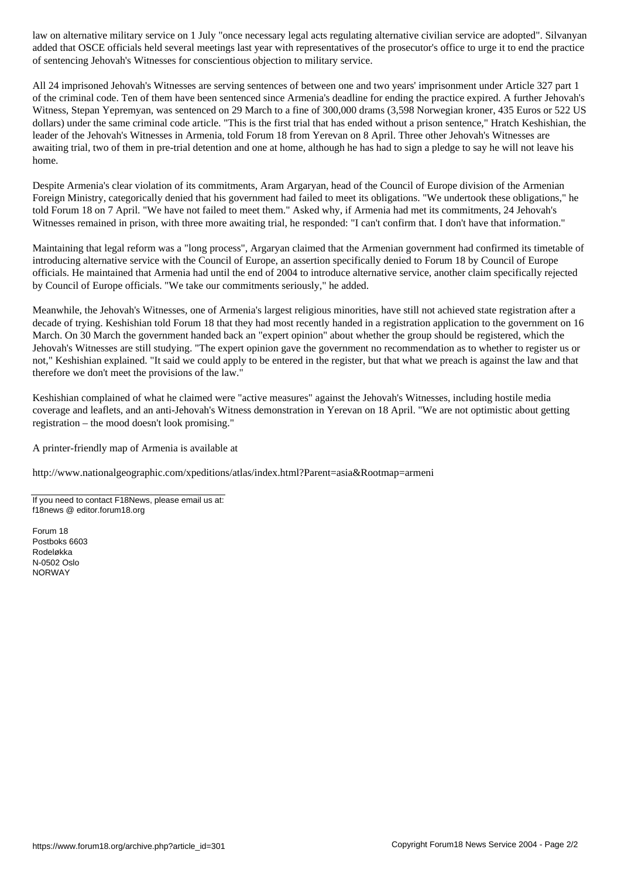law on alternative military service on 1 July "once necessary legal acts regulating alternative civilian service are adopted". Silvanyan added that OSCE officials held several meetings last year with representatives of the prosecutor's office to urge it to end the practice of sentencing Jehovah's Witnesses for conscientious objection to military service.

All 24 imprisoned Jehovah's Witnesses are serving sentences of between one and two years' imprisonment under Article 327 part 1 of the criminal code. Ten of them have been sentenced since Armenia's deadline for ending the practice expired. A further Jehovah's Witness, Stepan Yepremyan, was sentenced on 29 March to a fine of 300,000 drams (3,598 Norwegian kroner, 435 Euros or 522 US dollars) under the same criminal code article. "This is the first trial that has ended without a prison sentence," Hratch Keshishian, the leader of the Jehovah's Witnesses in Armenia, told Forum 18 from Yerevan on 8 April. Three other Jehovah's Witnesses are awaiting trial, two of them in pre-trial detention and one at home, although he has had to sign a pledge to say he will not leave his home.

Despite Armenia's clear violation of its commitments, Aram Argaryan, head of the Council of Europe division of the Armenian Foreign Ministry, categorically denied that his government had failed to meet its obligations. "We undertook these obligations," he told Forum 18 on 7 April. "We have not failed to meet them." Asked why, if Armenia had met its commitments, 24 Jehovah's Witnesses remained in prison, with three more awaiting trial, he responded: "I can't confirm that. I don't have that information."

Maintaining that legal reform was a "long process", Argaryan claimed that the Armenian government had confirmed its timetable of introducing alternative service with the Council of Europe, an assertion specifically denied to Forum 18 by Council of Europe officials. He maintained that Armenia had until the end of 2004 to introduce alternative service, another claim specifically rejected by Council of Europe officials. "We take our commitments seriously," he added.

Meanwhile, the Jehovah's Witnesses, one of Armenia's largest religious minorities, have still not achieved state registration after a decade of trying. Keshishian told Forum 18 that they had most recently handed in a registration application to the government on 16 March. On 30 March the government handed back an "expert opinion" about whether the group should be registered, which the Jehovah's Witnesses are still studying. "The expert opinion gave the government no recommendation as to whether to register us or not," Keshishian explained. "It said we could apply to be entered in the register, but that what we preach is against the law and that therefore we don't meet the provisions of the law."

Keshishian complained of what he claimed were "active measures" against the Jehovah's Witnesses, including hostile media coverage and leaflets, and an anti-Jehovah's Witness demonstration in Yerevan on 18 April. "We are not optimistic about getting registration – the mood doesn't look promising."

A printer-friendly map of Armenia is available at

http://www.nationalgeographic.com/xpeditions/atlas/index.html?Parent=asia&Rootmap=armeni

---

If you need to contact F18News, please email us at:
f18news @ editor.forum18.org

Forum 18
Postboks 6603
Rodeløkka
N-0502 Oslo
NORWAY